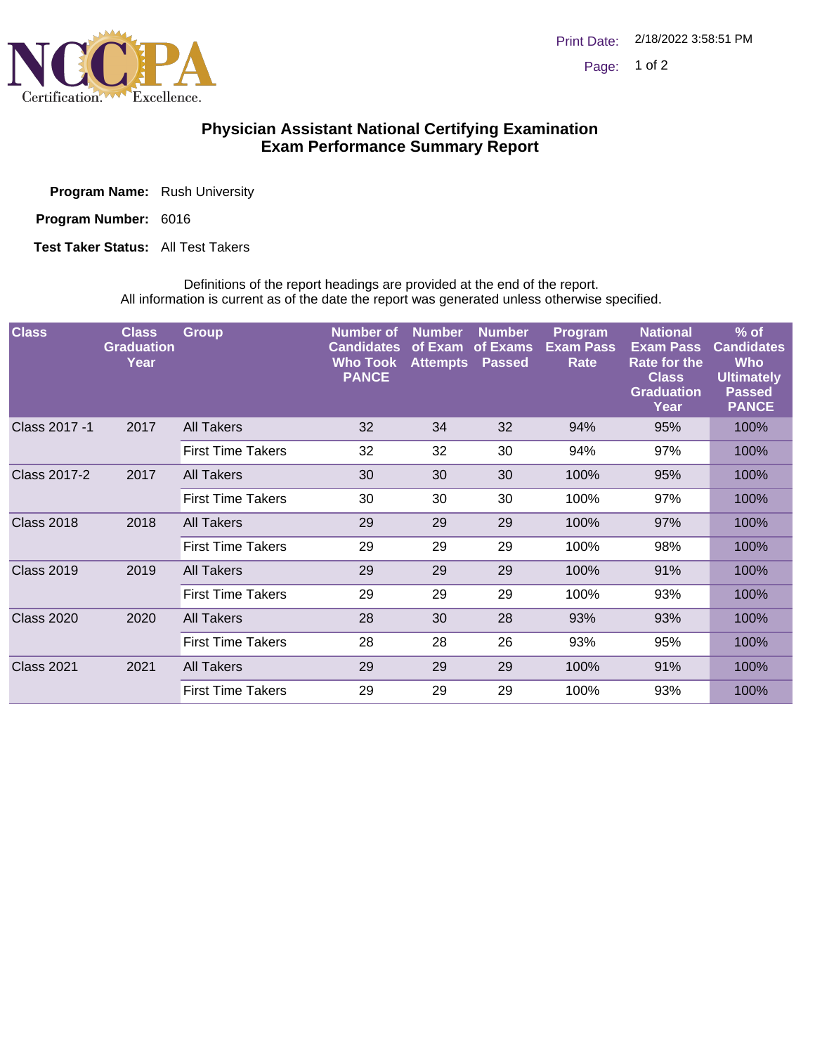# Physician Assistant National Certifying Examination
## Exam Performance Summary Report

**Program Name:** Rush University

**Program Number:** 6016

**Test Taker Status:** All Test Takers

Definitions of the report headings are provided at the end of the report.
All information is current as of the date the report was generated unless otherwise specified.

| Class | Class Graduation Year | Group | Number of Candidates Who Took PANCE | Number of Exam Attempts | Number of Exams Passed | Program Exam Pass Rate | National Exam Pass Rate for the Class Graduation Year | % of Candidates Who Ultimately Passed PANCE |
|---|---|---|---|---|---|---|---|---|
| Class 2017 -1 | 2017 | All Takers | 32 | 34 | 32 | 94% | 95% | 100% |
| | | First Time Takers | 32 | 32 | 30 | 94% | 97% | 100% |
| Class 2017-2 | 2017 | All Takers | 30 | 30 | 30 | 100% | 95% | 100% |
| | | First Time Takers | 30 | 30 | 30 | 100% | 97% | 100% |
| Class 2018 | 2018 | All Takers | 29 | 29 | 29 | 100% | 97% | 100% |
| | | First Time Takers | 29 | 29 | 29 | 100% | 98% | 100% |
| Class 2019 | 2019 | All Takers | 29 | 29 | 29 | 100% | 91% | 100% |
| | | First Time Takers | 29 | 29 | 29 | 100% | 93% | 100% |
| Class 2020 | 2020 | All Takers | 28 | 30 | 28 | 93% | 93% | 100% |
| | | First Time Takers | 28 | 28 | 26 | 93% | 95% | 100% |
| Class 2021 | 2021 | All Takers | 29 | 29 | 29 | 100% | 91% | 100% |
| | | First Time Takers | 29 | 29 | 29 | 100% | 93% | 100% |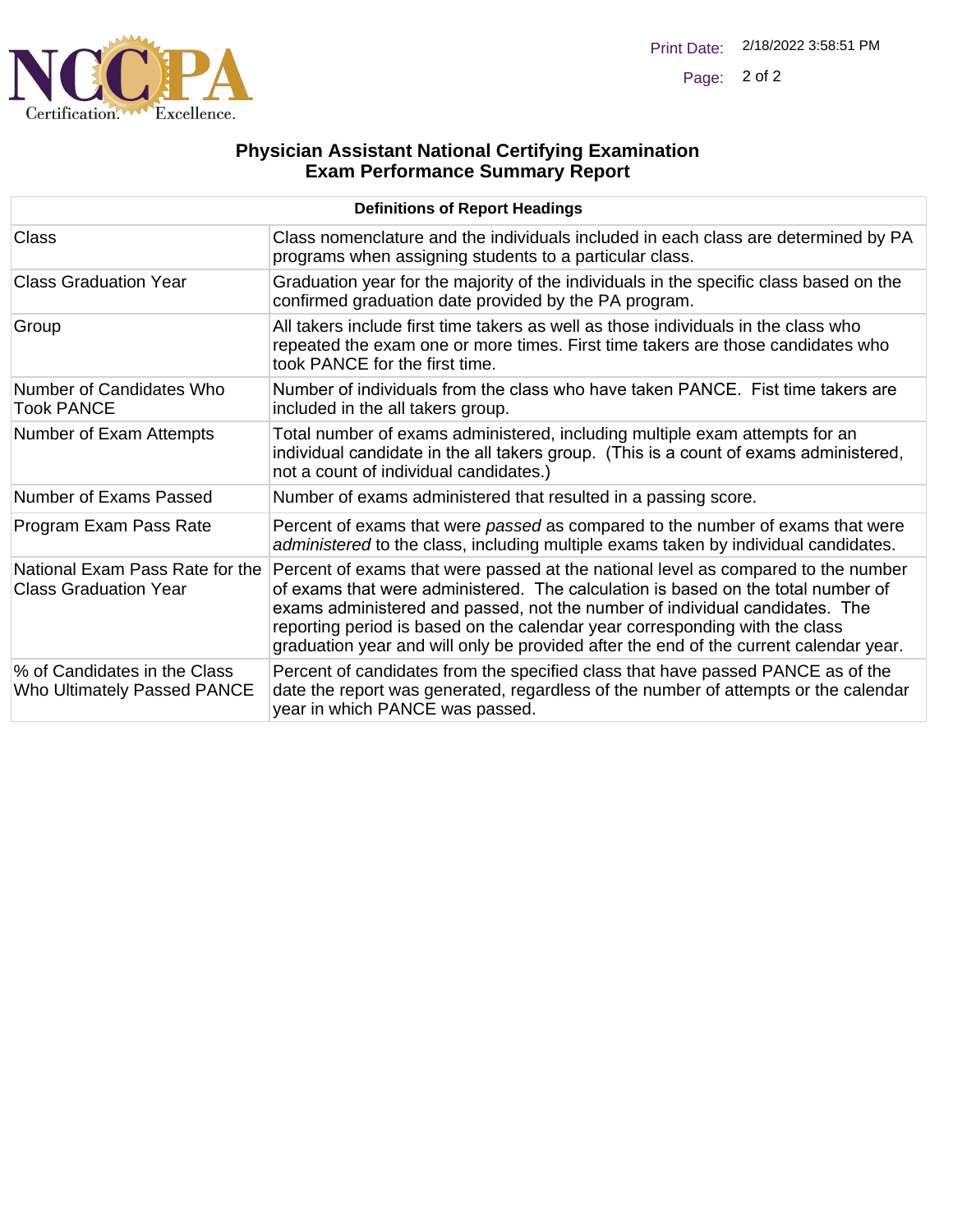# Physician Assistant National Certifying Examination
## Exam Performance Summary Report

| Definitions of Report Headings | |
|---|---|
| Class | Class nomenclature and the individuals included in each class are determined by PA programs when assigning students to a particular class. |
| Class Graduation Year | Graduation year for the majority of the individuals in the specific class based on the confirmed graduation date provided by the PA program. |
| Group | All takers include first time takers as well as those individuals in the class who repeated the exam one or more times. First time takers are those candidates who took PANCE for the first time. |
| Number of Candidates Who Took PANCE | Number of individuals from the class who have taken PANCE. Fist time takers are included in the all takers group. |
| Number of Exam Attempts | Total number of exams administered, including multiple exam attempts for an individual candidate in the all takers group. (This is a count of exams administered, not a count of individual candidates.) |
| Number of Exams Passed | Number of exams administered that resulted in a passing score. |
| Program Exam Pass Rate | Percent of exams that were *passed* as compared to the number of exams that were *administered* to the class, including multiple exams taken by individual candidates. |
| National Exam Pass Rate for the Class Graduation Year | Percent of exams that were passed at the national level as compared to the number of exams that were administered. The calculation is based on the total number of exams administered and passed, not the number of individual candidates. The reporting period is based on the calendar year corresponding with the class graduation year and will only be provided after the end of the current calendar year. |
| % of Candidates in the Class Who Ultimately Passed PANCE | Percent of candidates from the specified class that have passed PANCE as of the date the report was generated, regardless of the number of attempts or the calendar year in which PANCE was passed. |